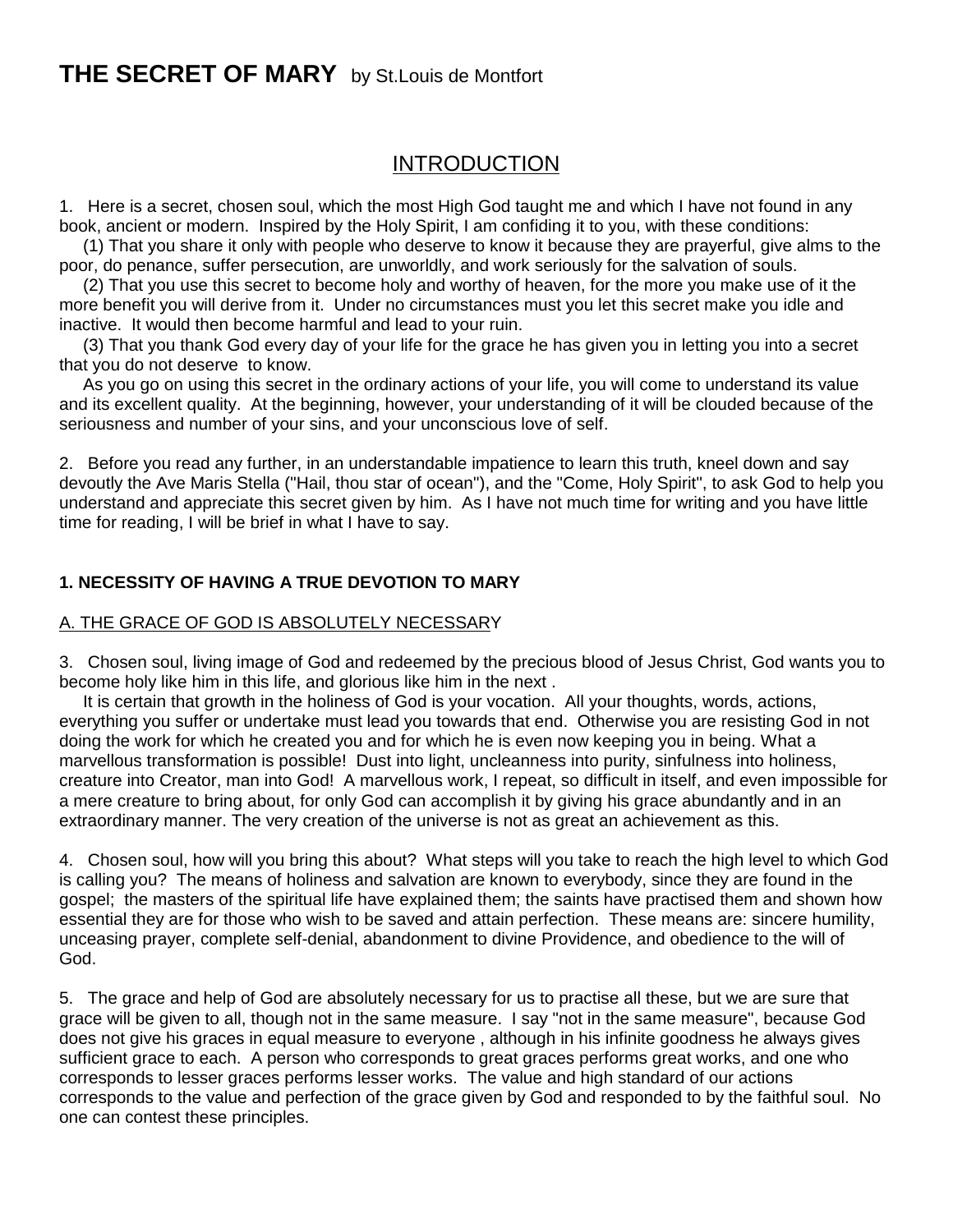# THE SECRET OF MARY by St.Louis de Montfort

## INTRODUCTION

1. Here is a secret, chosen soul, which the most High God taught me and which I have not found in any book, ancient or modern. Inspired by the Holy Spirit, I am confiding it to you, with these conditions:

(1) That you share it only with people who deserve to know it because they are prayerful, give alms to the poor, do penance, suffer persecution, are unworldly, and work seriously for the salvation of souls.

(2) That you use this secret to become holy and worthy of heaven, for the more you make use of it the more benefit you will derive from it. Under no circumstances must you let this secret make you idle and inactive. It would then become harmful and lead to your ruin.

(3) That you thank God every day of your life for the grace he has given you in letting you into a secret that you do not deserve to know.

As you go on using this secret in the ordinary actions of your life, you will come to understand its value and its excellent quality. At the beginning, however, your understanding of it will be clouded because of the seriousness and number of your sins, and your unconscious love of self.

2. Before you read any further, in an understandable impatience to learn this truth, kneel down and say devoutly the Ave Maris Stella ("Hail, thou star of ocean"), and the "Come, Holy Spirit", to ask God to help you understand and appreciate this secret given by him. As I have not much time for writing and you have little time for reading, I will be brief in what I have to say.

### 1. NECESSITY OF HAVING A TRUE DEVOTION TO MARY

#### A. THE GRACE OF GOD IS ABSOLUTELY NECESSARY

3. Chosen soul, living image of God and redeemed by the precious blood of Jesus Christ, God wants you to become holy like him in this life, and glorious like him in the next .

It is certain that growth in the holiness of God is your vocation. All your thoughts, words, actions, everything you suffer or undertake must lead you towards that end. Otherwise you are resisting God in not doing the work for which he created you and for which he is even now keeping you in being. What a marvellous transformation is possible! Dust into light, uncleanness into purity, sinfulness into holiness, creature into Creator, man into God! A marvellous work, I repeat, so difficult in itself, and even impossible for a mere creature to bring about, for only God can accomplish it by giving his grace abundantly and in an extraordinary manner. The very creation of the universe is not as great an achievement as this.

4. Chosen soul, how will you bring this about? What steps will you take to reach the high level to which God is calling you? The means of holiness and salvation are known to everybody, since they are found in the gospel; the masters of the spiritual life have explained them; the saints have practised them and shown how essential they are for those who wish to be saved and attain perfection. These means are: sincere humility, unceasing prayer, complete self-denial, abandonment to divine Providence, and obedience to the will of God.

5. The grace and help of God are absolutely necessary for us to practise all these, but we are sure that grace will be given to all, though not in the same measure. I say "not in the same measure", because God does not give his graces in equal measure to everyone , although in his infinite goodness he always gives sufficient grace to each. A person who corresponds to great graces performs great works, and one who corresponds to lesser graces performs lesser works. The value and high standard of our actions corresponds to the value and perfection of the grace given by God and responded to by the faithful soul. No one can contest these principles.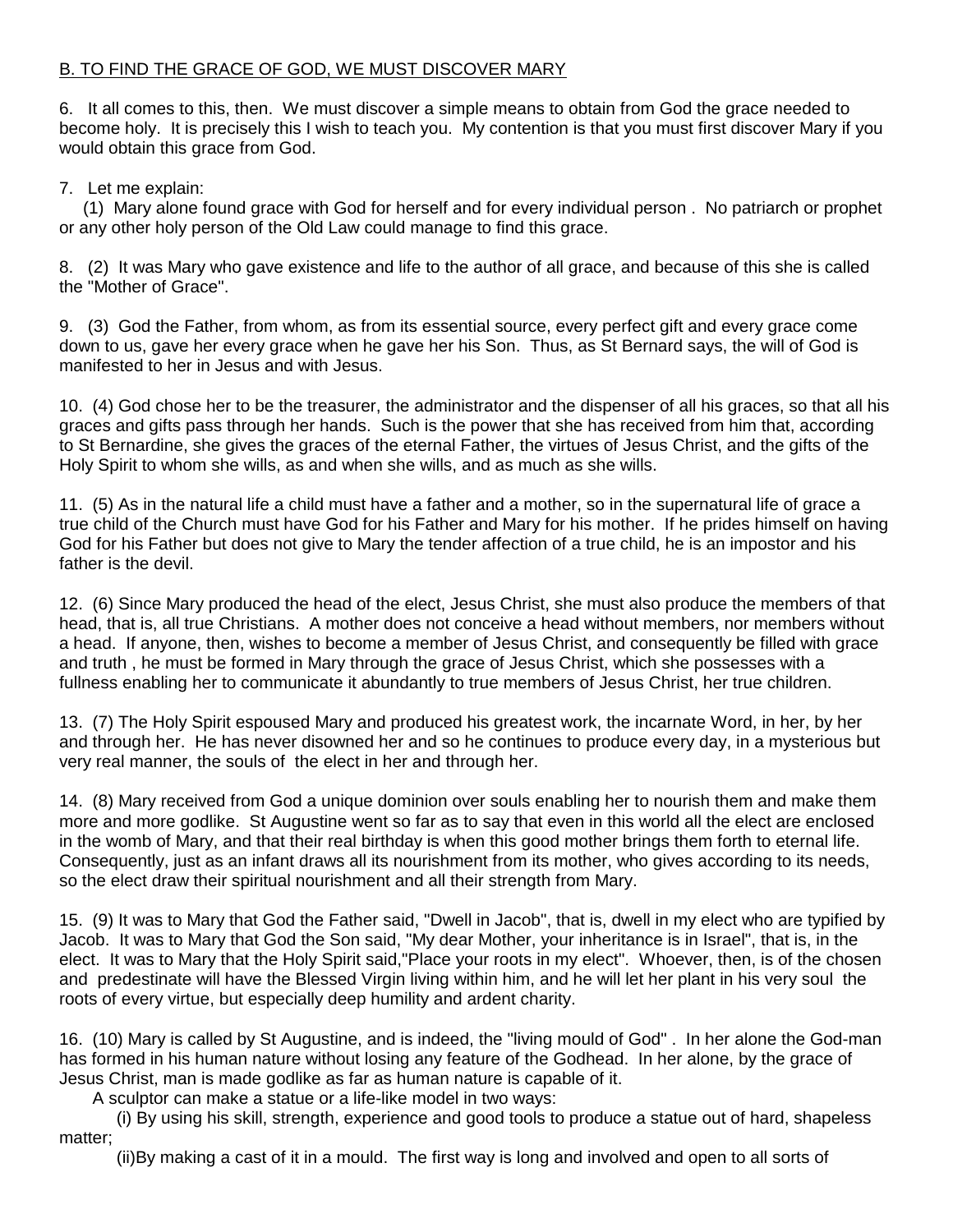## B. TO FIND THE GRACE OF GOD, WE MUST DISCOVER MARY

6. It all comes to this, then. We must discover a simple means to obtain from God the grace needed to become holy. It is precisely this I wish to teach you. My contention is that you must first discover Mary if you would obtain this grace from God.

7. Let me explain:

(1) Mary alone found grace with God for herself and for every individual person . No patriarch or prophet or any other holy person of the Old Law could manage to find this grace.

8. (2) It was Mary who gave existence and life to the author of all grace, and because of this she is called the "Mother of Grace".

9. (3) God the Father, from whom, as from its essential source, every perfect gift and every grace come down to us, gave her every grace when he gave her his Son. Thus, as St Bernard says, the will of God is manifested to her in Jesus and with Jesus.

10. (4) God chose her to be the treasurer, the administrator and the dispenser of all his graces, so that all his graces and gifts pass through her hands. Such is the power that she has received from him that, according to St Bernardine, she gives the graces of the eternal Father, the virtues of Jesus Christ, and the gifts of the Holy Spirit to whom she wills, as and when she wills, and as much as she wills.

11. (5) As in the natural life a child must have a father and a mother, so in the supernatural life of grace a true child of the Church must have God for his Father and Mary for his mother. If he prides himself on having God for his Father but does not give to Mary the tender affection of a true child, he is an impostor and his father is the devil.

12. (6) Since Mary produced the head of the elect, Jesus Christ, she must also produce the members of that head, that is, all true Christians. A mother does not conceive a head without members, nor members without a head. If anyone, then, wishes to become a member of Jesus Christ, and consequently be filled with grace and truth , he must be formed in Mary through the grace of Jesus Christ, which she possesses with a fullness enabling her to communicate it abundantly to true members of Jesus Christ, her true children.

13. (7) The Holy Spirit espoused Mary and produced his greatest work, the incarnate Word, in her, by her and through her. He has never disowned her and so he continues to produce every day, in a mysterious but very real manner, the souls of the elect in her and through her.

14. (8) Mary received from God a unique dominion over souls enabling her to nourish them and make them more and more godlike. St Augustine went so far as to say that even in this world all the elect are enclosed in the womb of Mary, and that their real birthday is when this good mother brings them forth to eternal life. Consequently, just as an infant draws all its nourishment from its mother, who gives according to its needs, so the elect draw their spiritual nourishment and all their strength from Mary.

15. (9) It was to Mary that God the Father said, "Dwell in Jacob", that is, dwell in my elect who are typified by Jacob. It was to Mary that God the Son said, "My dear Mother, your inheritance is in Israel", that is, in the elect. It was to Mary that the Holy Spirit said,"Place your roots in my elect". Whoever, then, is of the chosen and predestinate will have the Blessed Virgin living within him, and he will let her plant in his very soul the roots of every virtue, but especially deep humility and ardent charity.

16. (10) Mary is called by St Augustine, and is indeed, the "living mould of God" . In her alone the God-man has formed in his human nature without losing any feature of the Godhead. In her alone, by the grace of Jesus Christ, man is made godlike as far as human nature is capable of it.

A sculptor can make a statue or a life-like model in two ways:

(i) By using his skill, strength, experience and good tools to produce a statue out of hard, shapeless matter;

(ii)By making a cast of it in a mould. The first way is long and involved and open to all sorts of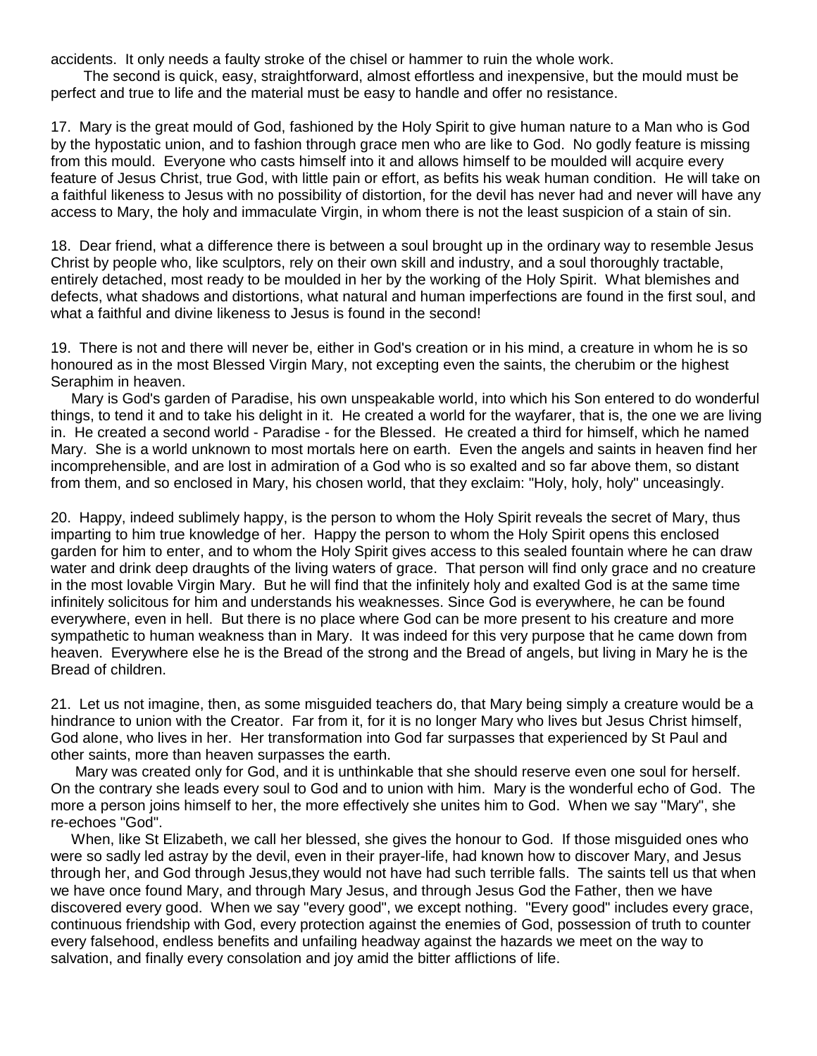accidents. It only needs a faulty stroke of the chisel or hammer to ruin the whole work.

The second is quick, easy, straightforward, almost effortless and inexpensive, but the mould must be perfect and true to life and the material must be easy to handle and offer no resistance.

17. Mary is the great mould of God, fashioned by the Holy Spirit to give human nature to a Man who is God by the hypostatic union, and to fashion through grace men who are like to God. No godly feature is missing from this mould. Everyone who casts himself into it and allows himself to be moulded will acquire every feature of Jesus Christ, true God, with little pain or effort, as befits his weak human condition. He will take on a faithful likeness to Jesus with no possibility of distortion, for the devil has never had and never will have any access to Mary, the holy and immaculate Virgin, in whom there is not the least suspicion of a stain of sin.

18. Dear friend, what a difference there is between a soul brought up in the ordinary way to resemble Jesus Christ by people who, like sculptors, rely on their own skill and industry, and a soul thoroughly tractable, entirely detached, most ready to be moulded in her by the working of the Holy Spirit. What blemishes and defects, what shadows and distortions, what natural and human imperfections are found in the first soul, and what a faithful and divine likeness to Jesus is found in the second!

19. There is not and there will never be, either in God's creation or in his mind, a creature in whom he is so honoured as in the most Blessed Virgin Mary, not excepting even the saints, the cherubim or the highest Seraphim in heaven.

Mary is God's garden of Paradise, his own unspeakable world, into which his Son entered to do wonderful things, to tend it and to take his delight in it. He created a world for the wayfarer, that is, the one we are living in. He created a second world - Paradise - for the Blessed. He created a third for himself, which he named Mary. She is a world unknown to most mortals here on earth. Even the angels and saints in heaven find her incomprehensible, and are lost in admiration of a God who is so exalted and so far above them, so distant from them, and so enclosed in Mary, his chosen world, that they exclaim: "Holy, holy, holy" unceasingly.

20. Happy, indeed sublimely happy, is the person to whom the Holy Spirit reveals the secret of Mary, thus imparting to him true knowledge of her. Happy the person to whom the Holy Spirit opens this enclosed garden for him to enter, and to whom the Holy Spirit gives access to this sealed fountain where he can draw water and drink deep draughts of the living waters of grace. That person will find only grace and no creature in the most lovable Virgin Mary. But he will find that the infinitely holy and exalted God is at the same time infinitely solicitous for him and understands his weaknesses. Since God is everywhere, he can be found everywhere, even in hell. But there is no place where God can be more present to his creature and more sympathetic to human weakness than in Mary. It was indeed for this very purpose that he came down from heaven. Everywhere else he is the Bread of the strong and the Bread of angels, but living in Mary he is the Bread of children.

21. Let us not imagine, then, as some misguided teachers do, that Mary being simply a creature would be a hindrance to union with the Creator. Far from it, for it is no longer Mary who lives but Jesus Christ himself, God alone, who lives in her. Her transformation into God far surpasses that experienced by St Paul and other saints, more than heaven surpasses the earth.

Mary was created only for God, and it is unthinkable that she should reserve even one soul for herself. On the contrary she leads every soul to God and to union with him. Mary is the wonderful echo of God. The more a person joins himself to her, the more effectively she unites him to God. When we say "Mary", she re-echoes "God".

When, like St Elizabeth, we call her blessed, she gives the honour to God. If those misguided ones who were so sadly led astray by the devil, even in their prayer-life, had known how to discover Mary, and Jesus through her, and God through Jesus,they would not have had such terrible falls. The saints tell us that when we have once found Mary, and through Mary Jesus, and through Jesus God the Father, then we have discovered every good. When we say "every good", we except nothing. "Every good" includes every grace, continuous friendship with God, every protection against the enemies of God, possession of truth to counter every falsehood, endless benefits and unfailing headway against the hazards we meet on the way to salvation, and finally every consolation and joy amid the bitter afflictions of life.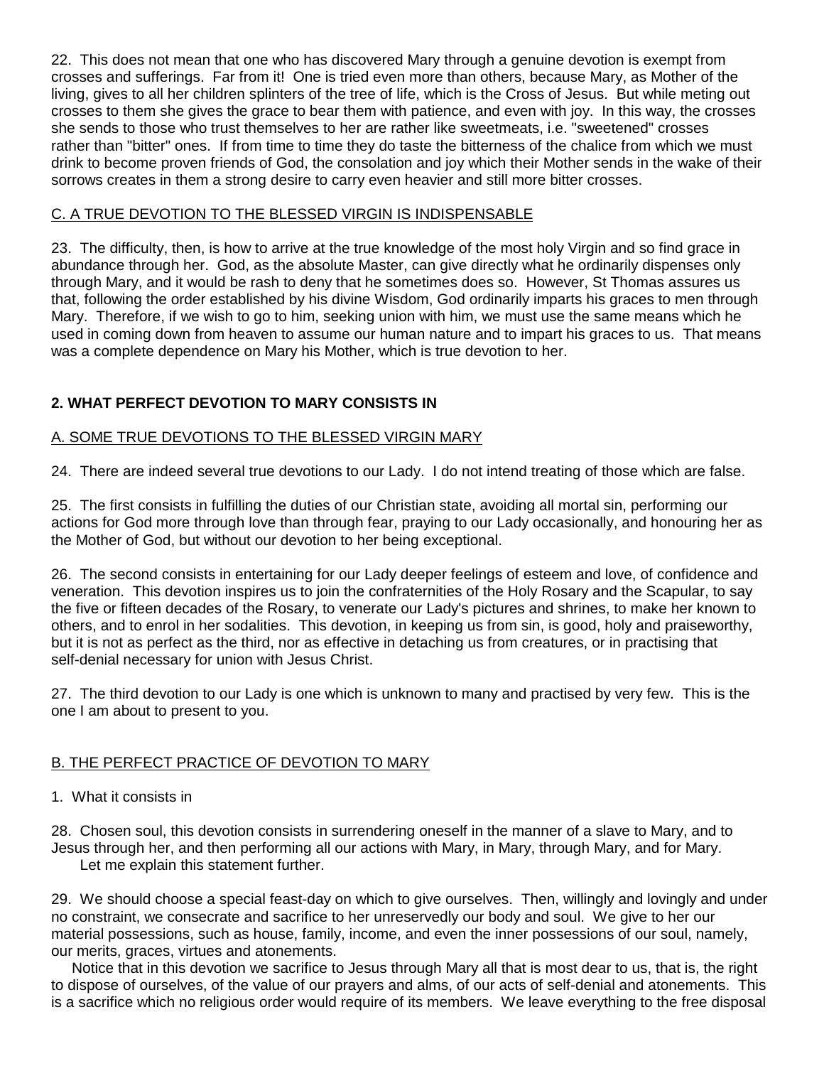22. This does not mean that one who has discovered Mary through a genuine devotion is exempt from crosses and sufferings. Far from it! One is tried even more than others, because Mary, as Mother of the living, gives to all her children splinters of the tree of life, which is the Cross of Jesus. But while meting out crosses to them she gives the grace to bear them with patience, and even with joy. In this way, the crosses she sends to those who trust themselves to her are rather like sweetmeats, i.e. "sweetened" crosses rather than "bitter" ones. If from time to time they do taste the bitterness of the chalice from which we must drink to become proven friends of God, the consolation and joy which their Mother sends in the wake of their sorrows creates in them a strong desire to carry even heavier and still more bitter crosses.

### C. A TRUE DEVOTION TO THE BLESSED VIRGIN IS INDISPENSABLE

23. The difficulty, then, is how to arrive at the true knowledge of the most holy Virgin and so find grace in abundance through her. God, as the absolute Master, can give directly what he ordinarily dispenses only through Mary, and it would be rash to deny that he sometimes does so. However, St Thomas assures us that, following the order established by his divine Wisdom, God ordinarily imparts his graces to men through Mary. Therefore, if we wish to go to him, seeking union with him, we must use the same means which he used in coming down from heaven to assume our human nature and to impart his graces to us. That means was a complete dependence on Mary his Mother, which is true devotion to her.

## 2. WHAT PERFECT DEVOTION TO MARY CONSISTS IN

### A. SOME TRUE DEVOTIONS TO THE BLESSED VIRGIN MARY

24. There are indeed several true devotions to our Lady. I do not intend treating of those which are false.

25. The first consists in fulfilling the duties of our Christian state, avoiding all mortal sin, performing our actions for God more through love than through fear, praying to our Lady occasionally, and honouring her as the Mother of God, but without our devotion to her being exceptional.

26. The second consists in entertaining for our Lady deeper feelings of esteem and love, of confidence and veneration. This devotion inspires us to join the confraternities of the Holy Rosary and the Scapular, to say the five or fifteen decades of the Rosary, to venerate our Lady's pictures and shrines, to make her known to others, and to enrol in her sodalities. This devotion, in keeping us from sin, is good, holy and praiseworthy, but it is not as perfect as the third, nor as effective in detaching us from creatures, or in practising that self-denial necessary for union with Jesus Christ.

27. The third devotion to our Lady is one which is unknown to many and practised by very few. This is the one I am about to present to you.

### B. THE PERFECT PRACTICE OF DEVOTION TO MARY

1. What it consists in

28. Chosen soul, this devotion consists in surrendering oneself in the manner of a slave to Mary, and to Jesus through her, and then performing all our actions with Mary, in Mary, through Mary, and for Mary.
Let me explain this statement further.

29. We should choose a special feast-day on which to give ourselves. Then, willingly and lovingly and under no constraint, we consecrate and sacrifice to her unreservedly our body and soul. We give to her our material possessions, such as house, family, income, and even the inner possessions of our soul, namely, our merits, graces, virtues and atonements.

Notice that in this devotion we sacrifice to Jesus through Mary all that is most dear to us, that is, the right to dispose of ourselves, of the value of our prayers and alms, of our acts of self-denial and atonements. This is a sacrifice which no religious order would require of its members. We leave everything to the free disposal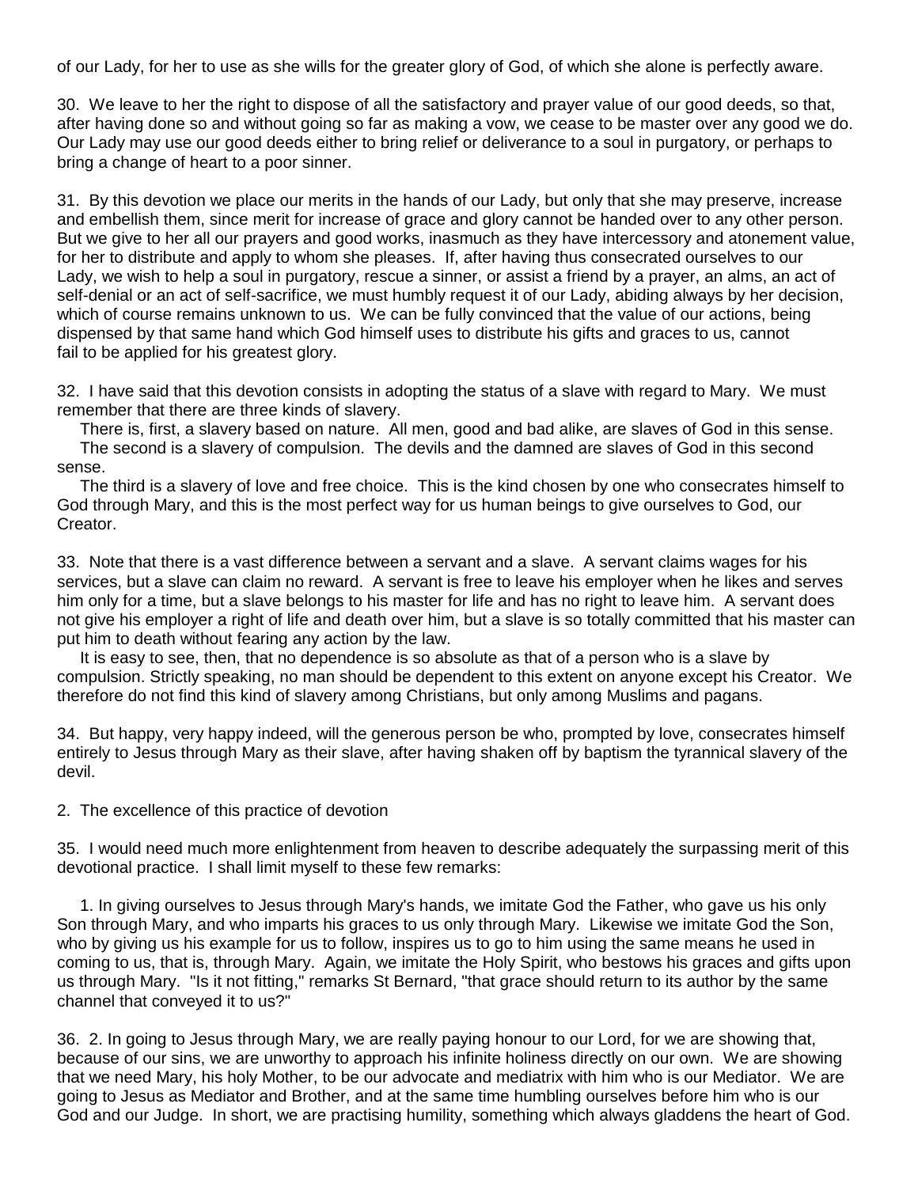of our Lady, for her to use as she wills for the greater glory of God, of which she alone is perfectly aware.

30. We leave to her the right to dispose of all the satisfactory and prayer value of our good deeds, so that, after having done so and without going so far as making a vow, we cease to be master over any good we do. Our Lady may use our good deeds either to bring relief or deliverance to a soul in purgatory, or perhaps to bring a change of heart to a poor sinner.

31. By this devotion we place our merits in the hands of our Lady, but only that she may preserve, increase and embellish them, since merit for increase of grace and glory cannot be handed over to any other person. But we give to her all our prayers and good works, inasmuch as they have intercessory and atonement value, for her to distribute and apply to whom she pleases. If, after having thus consecrated ourselves to our Lady, we wish to help a soul in purgatory, rescue a sinner, or assist a friend by a prayer, an alms, an act of self-denial or an act of self-sacrifice, we must humbly request it of our Lady, abiding always by her decision, which of course remains unknown to us. We can be fully convinced that the value of our actions, being dispensed by that same hand which God himself uses to distribute his gifts and graces to us, cannot fail to be applied for his greatest glory.

32. I have said that this devotion consists in adopting the status of a slave with regard to Mary. We must remember that there are three kinds of slavery.

There is, first, a slavery based on nature. All men, good and bad alike, are slaves of God in this sense.

The second is a slavery of compulsion. The devils and the damned are slaves of God in this second sense.

The third is a slavery of love and free choice. This is the kind chosen by one who consecrates himself to God through Mary, and this is the most perfect way for us human beings to give ourselves to God, our Creator.

33. Note that there is a vast difference between a servant and a slave. A servant claims wages for his services, but a slave can claim no reward. A servant is free to leave his employer when he likes and serves him only for a time, but a slave belongs to his master for life and has no right to leave him. A servant does not give his employer a right of life and death over him, but a slave is so totally committed that his master can put him to death without fearing any action by the law.

It is easy to see, then, that no dependence is so absolute as that of a person who is a slave by compulsion. Strictly speaking, no man should be dependent to this extent on anyone except his Creator. We therefore do not find this kind of slavery among Christians, but only among Muslims and pagans.

34. But happy, very happy indeed, will the generous person be who, prompted by love, consecrates himself entirely to Jesus through Mary as their slave, after having shaken off by baptism the tyrannical slavery of the devil.

## 2. The excellence of this practice of devotion

35. I would need much more enlightenment from heaven to describe adequately the surpassing merit of this devotional practice. I shall limit myself to these few remarks:

1. In giving ourselves to Jesus through Mary's hands, we imitate God the Father, who gave us his only Son through Mary, and who imparts his graces to us only through Mary. Likewise we imitate God the Son, who by giving us his example for us to follow, inspires us to go to him using the same means he used in coming to us, that is, through Mary. Again, we imitate the Holy Spirit, who bestows his graces and gifts upon us through Mary. "Is it not fitting," remarks St Bernard, "that grace should return to its author by the same channel that conveyed it to us?"

36. 2. In going to Jesus through Mary, we are really paying honour to our Lord, for we are showing that, because of our sins, we are unworthy to approach his infinite holiness directly on our own. We are showing that we need Mary, his holy Mother, to be our advocate and mediatrix with him who is our Mediator. We are going to Jesus as Mediator and Brother, and at the same time humbling ourselves before him who is our God and our Judge. In short, we are practising humility, something which always gladdens the heart of God.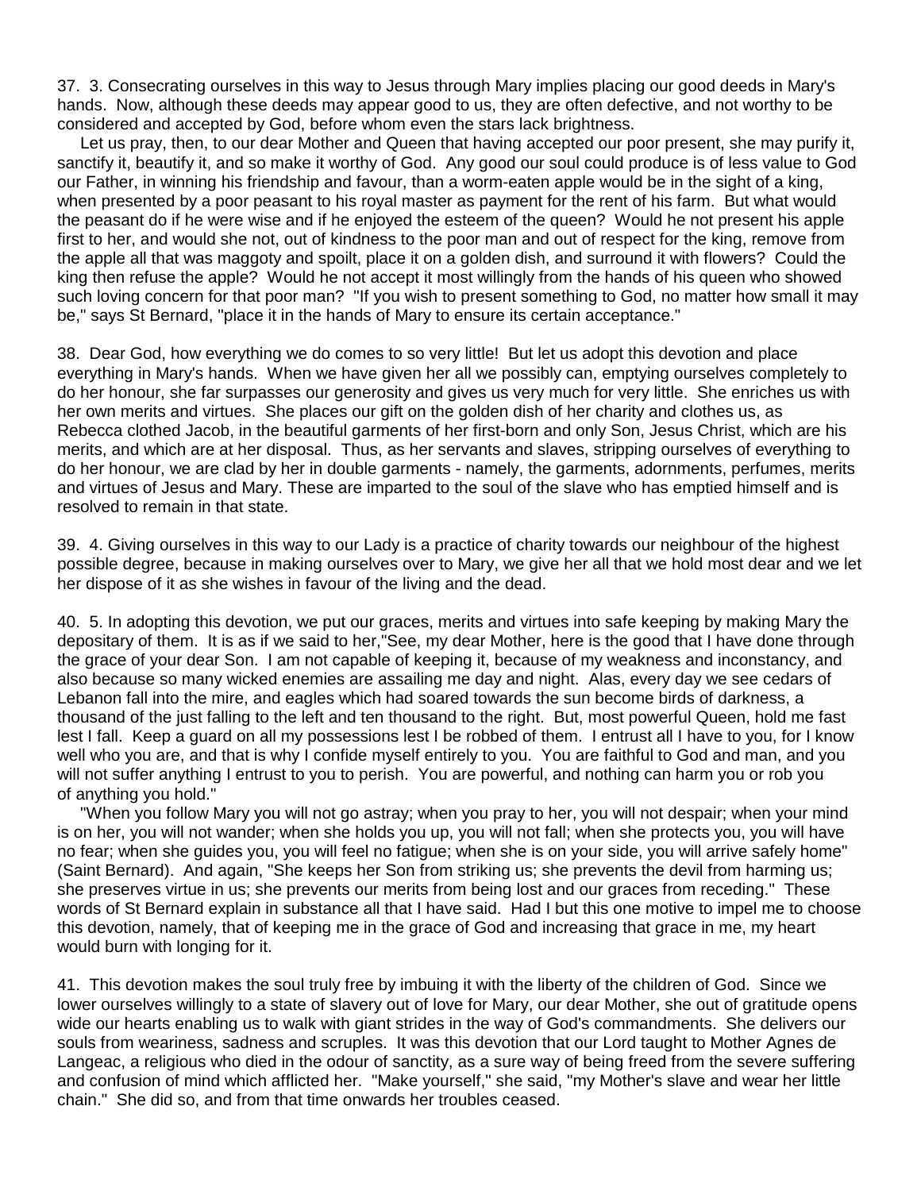37. 3. Consecrating ourselves in this way to Jesus through Mary implies placing our good deeds in Mary's hands. Now, although these deeds may appear good to us, they are often defective, and not worthy to be considered and accepted by God, before whom even the stars lack brightness.

Let us pray, then, to our dear Mother and Queen that having accepted our poor present, she may purify it, sanctify it, beautify it, and so make it worthy of God. Any good our soul could produce is of less value to God our Father, in winning his friendship and favour, than a worm-eaten apple would be in the sight of a king, when presented by a poor peasant to his royal master as payment for the rent of his farm. But what would the peasant do if he were wise and if he enjoyed the esteem of the queen? Would he not present his apple first to her, and would she not, out of kindness to the poor man and out of respect for the king, remove from the apple all that was maggoty and spoilt, place it on a golden dish, and surround it with flowers? Could the king then refuse the apple? Would he not accept it most willingly from the hands of his queen who showed such loving concern for that poor man? "If you wish to present something to God, no matter how small it may be," says St Bernard, "place it in the hands of Mary to ensure its certain acceptance."

38. Dear God, how everything we do comes to so very little! But let us adopt this devotion and place everything in Mary's hands. When we have given her all we possibly can, emptying ourselves completely to do her honour, she far surpasses our generosity and gives us very much for very little. She enriches us with her own merits and virtues. She places our gift on the golden dish of her charity and clothes us, as Rebecca clothed Jacob, in the beautiful garments of her first-born and only Son, Jesus Christ, which are his merits, and which are at her disposal. Thus, as her servants and slaves, stripping ourselves of everything to do her honour, we are clad by her in double garments - namely, the garments, adornments, perfumes, merits and virtues of Jesus and Mary. These are imparted to the soul of the slave who has emptied himself and is resolved to remain in that state.

39. 4. Giving ourselves in this way to our Lady is a practice of charity towards our neighbour of the highest possible degree, because in making ourselves over to Mary, we give her all that we hold most dear and we let her dispose of it as she wishes in favour of the living and the dead.

40. 5. In adopting this devotion, we put our graces, merits and virtues into safe keeping by making Mary the depositary of them. It is as if we said to her,"See, my dear Mother, here is the good that I have done through the grace of your dear Son. I am not capable of keeping it, because of my weakness and inconstancy, and also because so many wicked enemies are assailing me day and night. Alas, every day we see cedars of Lebanon fall into the mire, and eagles which had soared towards the sun become birds of darkness, a thousand of the just falling to the left and ten thousand to the right. But, most powerful Queen, hold me fast lest I fall. Keep a guard on all my possessions lest I be robbed of them. I entrust all I have to you, for I know well who you are, and that is why I confide myself entirely to you. You are faithful to God and man, and you will not suffer anything I entrust to you to perish. You are powerful, and nothing can harm you or rob you of anything you hold."

"When you follow Mary you will not go astray; when you pray to her, you will not despair; when your mind is on her, you will not wander; when she holds you up, you will not fall; when she protects you, you will have no fear; when she guides you, you will feel no fatigue; when she is on your side, you will arrive safely home" (Saint Bernard). And again, "She keeps her Son from striking us; she prevents the devil from harming us; she preserves virtue in us; she prevents our merits from being lost and our graces from receding." These words of St Bernard explain in substance all that I have said. Had I but this one motive to impel me to choose this devotion, namely, that of keeping me in the grace of God and increasing that grace in me, my heart would burn with longing for it.

41. This devotion makes the soul truly free by imbuing it with the liberty of the children of God. Since we lower ourselves willingly to a state of slavery out of love for Mary, our dear Mother, she out of gratitude opens wide our hearts enabling us to walk with giant strides in the way of God's commandments. She delivers our souls from weariness, sadness and scruples. It was this devotion that our Lord taught to Mother Agnes de Langeac, a religious who died in the odour of sanctity, as a sure way of being freed from the severe suffering and confusion of mind which afflicted her. "Make yourself," she said, "my Mother's slave and wear her little chain." She did so, and from that time onwards her troubles ceased.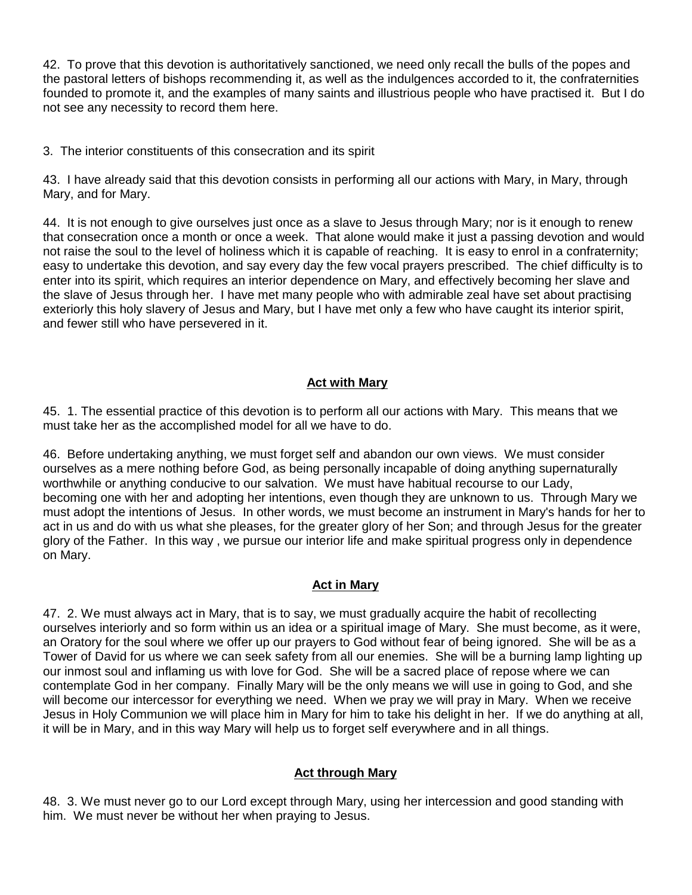42. To prove that this devotion is authoritatively sanctioned, we need only recall the bulls of the popes and the pastoral letters of bishops recommending it, as well as the indulgences accorded to it, the confraternities founded to promote it, and the examples of many saints and illustrious people who have practised it. But I do not see any necessity to record them here.

3. The interior constituents of this consecration and its spirit

43. I have already said that this devotion consists in performing all our actions with Mary, in Mary, through Mary, and for Mary.

44. It is not enough to give ourselves just once as a slave to Jesus through Mary; nor is it enough to renew that consecration once a month or once a week. That alone would make it just a passing devotion and would not raise the soul to the level of holiness which it is capable of reaching. It is easy to enrol in a confraternity; easy to undertake this devotion, and say every day the few vocal prayers prescribed. The chief difficulty is to enter into its spirit, which requires an interior dependence on Mary, and effectively becoming her slave and the slave of Jesus through her. I have met many people who with admirable zeal have set about practising exteriorly this holy slavery of Jesus and Mary, but I have met only a few who have caught its interior spirit, and fewer still who have persevered in it.

## Act with Mary

45. 1. The essential practice of this devotion is to perform all our actions with Mary. This means that we must take her as the accomplished model for all we have to do.

46. Before undertaking anything, we must forget self and abandon our own views. We must consider ourselves as a mere nothing before God, as being personally incapable of doing anything supernaturally worthwhile or anything conducive to our salvation. We must have habitual recourse to our Lady, becoming one with her and adopting her intentions, even though they are unknown to us. Through Mary we must adopt the intentions of Jesus. In other words, we must become an instrument in Mary's hands for her to act in us and do with us what she pleases, for the greater glory of her Son; and through Jesus for the greater glory of the Father. In this way , we pursue our interior life and make spiritual progress only in dependence on Mary.

## Act in Mary

47. 2. We must always act in Mary, that is to say, we must gradually acquire the habit of recollecting ourselves interiorly and so form within us an idea or a spiritual image of Mary. She must become, as it were, an Oratory for the soul where we offer up our prayers to God without fear of being ignored. She will be as a Tower of David for us where we can seek safety from all our enemies. She will be a burning lamp lighting up our inmost soul and inflaming us with love for God. She will be a sacred place of repose where we can contemplate God in her company. Finally Mary will be the only means we will use in going to God, and she will become our intercessor for everything we need. When we pray we will pray in Mary. When we receive Jesus in Holy Communion we will place him in Mary for him to take his delight in her. If we do anything at all, it will be in Mary, and in this way Mary will help us to forget self everywhere and in all things.

## Act through Mary

48. 3. We must never go to our Lord except through Mary, using her intercession and good standing with him. We must never be without her when praying to Jesus.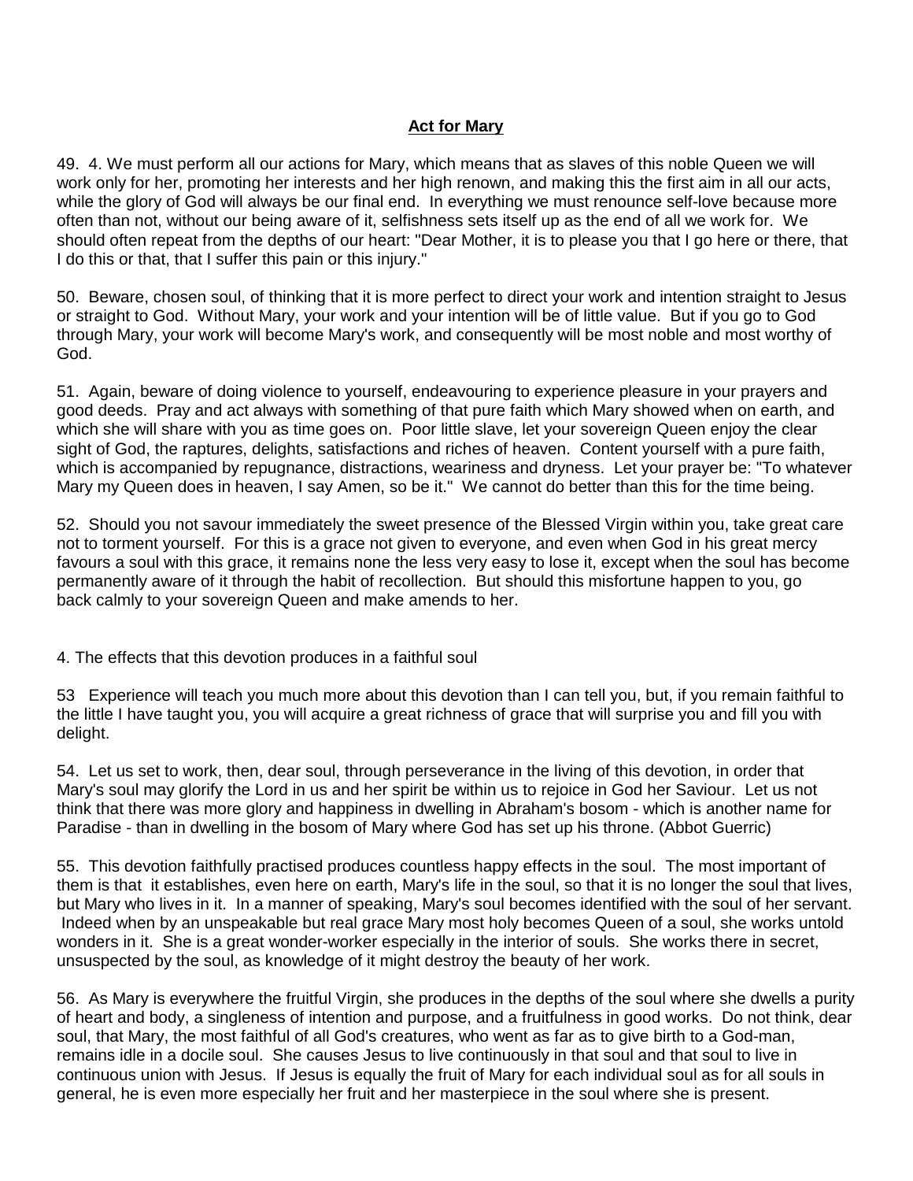## **Act for Mary**

49. 4. We must perform all our actions for Mary, which means that as slaves of this noble Queen we will work only for her, promoting her interests and her high renown, and making this the first aim in all our acts, while the glory of God will always be our final end. In everything we must renounce self-love because more often than not, without our being aware of it, selfishness sets itself up as the end of all we work for. We should often repeat from the depths of our heart: "Dear Mother, it is to please you that I go here or there, that I do this or that, that I suffer this pain or this injury."

50. Beware, chosen soul, of thinking that it is more perfect to direct your work and intention straight to Jesus or straight to God. Without Mary, your work and your intention will be of little value. But if you go to God through Mary, your work will become Mary's work, and consequently will be most noble and most worthy of God.

51. Again, beware of doing violence to yourself, endeavouring to experience pleasure in your prayers and good deeds. Pray and act always with something of that pure faith which Mary showed when on earth, and which she will share with you as time goes on. Poor little slave, let your sovereign Queen enjoy the clear sight of God, the raptures, delights, satisfactions and riches of heaven. Content yourself with a pure faith, which is accompanied by repugnance, distractions, weariness and dryness. Let your prayer be: "To whatever Mary my Queen does in heaven, I say Amen, so be it." We cannot do better than this for the time being.

52. Should you not savour immediately the sweet presence of the Blessed Virgin within you, take great care not to torment yourself. For this is a grace not given to everyone, and even when God in his great mercy favours a soul with this grace, it remains none the less very easy to lose it, except when the soul has become permanently aware of it through the habit of recollection. But should this misfortune happen to you, go back calmly to your sovereign Queen and make amends to her.

### 4. The effects that this devotion produces in a faithful soul

53 Experience will teach you much more about this devotion than I can tell you, but, if you remain faithful to the little I have taught you, you will acquire a great richness of grace that will surprise you and fill you with delight.

54. Let us set to work, then, dear soul, through perseverance in the living of this devotion, in order that Mary's soul may glorify the Lord in us and her spirit be within us to rejoice in God her Saviour. Let us not think that there was more glory and happiness in dwelling in Abraham's bosom - which is another name for Paradise - than in dwelling in the bosom of Mary where God has set up his throne. (Abbot Guerric)

55. This devotion faithfully practised produces countless happy effects in the soul. The most important of them is that it establishes, even here on earth, Mary's life in the soul, so that it is no longer the soul that lives, but Mary who lives in it. In a manner of speaking, Mary's soul becomes identified with the soul of her servant. Indeed when by an unspeakable but real grace Mary most holy becomes Queen of a soul, she works untold wonders in it. She is a great wonder-worker especially in the interior of souls. She works there in secret, unsuspected by the soul, as knowledge of it might destroy the beauty of her work.

56. As Mary is everywhere the fruitful Virgin, she produces in the depths of the soul where she dwells a purity of heart and body, a singleness of intention and purpose, and a fruitfulness in good works. Do not think, dear soul, that Mary, the most faithful of all God's creatures, who went as far as to give birth to a God-man, remains idle in a docile soul. She causes Jesus to live continuously in that soul and that soul to live in continuous union with Jesus. If Jesus is equally the fruit of Mary for each individual soul as for all souls in general, he is even more especially her fruit and her masterpiece in the soul where she is present.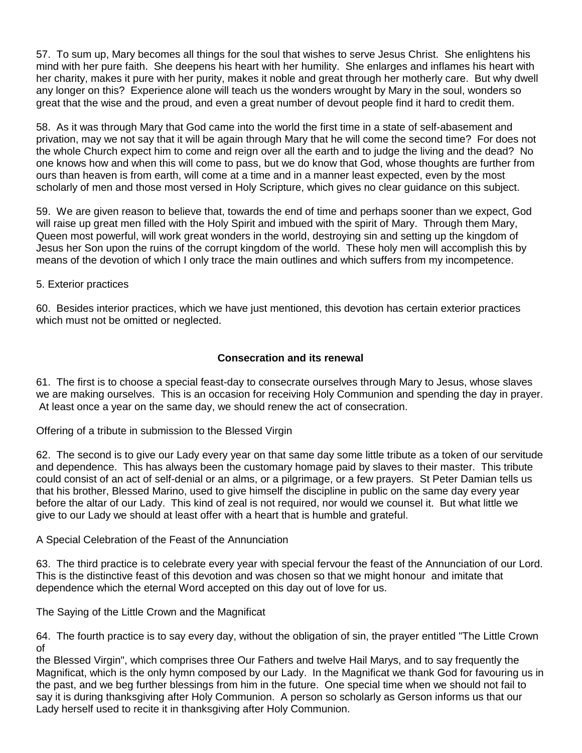57. To sum up, Mary becomes all things for the soul that wishes to serve Jesus Christ. She enlightens his mind with her pure faith. She deepens his heart with her humility. She enlarges and inflames his heart with her charity, makes it pure with her purity, makes it noble and great through her motherly care. But why dwell any longer on this? Experience alone will teach us the wonders wrought by Mary in the soul, wonders so great that the wise and the proud, and even a great number of devout people find it hard to credit them.

58. As it was through Mary that God came into the world the first time in a state of self-abasement and privation, may we not say that it will be again through Mary that he will come the second time? For does not the whole Church expect him to come and reign over all the earth and to judge the living and the dead? No one knows how and when this will come to pass, but we do know that God, whose thoughts are further from ours than heaven is from earth, will come at a time and in a manner least expected, even by the most scholarly of men and those most versed in Holy Scripture, which gives no clear guidance on this subject.

59. We are given reason to believe that, towards the end of time and perhaps sooner than we expect, God will raise up great men filled with the Holy Spirit and imbued with the spirit of Mary. Through them Mary, Queen most powerful, will work great wonders in the world, destroying sin and setting up the kingdom of Jesus her Son upon the ruins of the corrupt kingdom of the world. These holy men will accomplish this by means of the devotion of which I only trace the main outlines and which suffers from my incompetence.

5. Exterior practices

60. Besides interior practices, which we have just mentioned, this devotion has certain exterior practices which must not be omitted or neglected.

**Consecration and its renewal**

61. The first is to choose a special feast-day to consecrate ourselves through Mary to Jesus, whose slaves we are making ourselves. This is an occasion for receiving Holy Communion and spending the day in prayer. At least once a year on the same day, we should renew the act of consecration.

Offering of a tribute in submission to the Blessed Virgin

62. The second is to give our Lady every year on that same day some little tribute as a token of our servitude and dependence. This has always been the customary homage paid by slaves to their master. This tribute could consist of an act of self-denial or an alms, or a pilgrimage, or a few prayers. St Peter Damian tells us that his brother, Blessed Marino, used to give himself the discipline in public on the same day every year before the altar of our Lady. This kind of zeal is not required, nor would we counsel it. But what little we give to our Lady we should at least offer with a heart that is humble and grateful.

A Special Celebration of the Feast of the Annunciation

63. The third practice is to celebrate every year with special fervour the feast of the Annunciation of our Lord. This is the distinctive feast of this devotion and was chosen so that we might honour and imitate that dependence which the eternal Word accepted on this day out of love for us.

The Saying of the Little Crown and the Magnificat

64. The fourth practice is to say every day, without the obligation of sin, the prayer entitled "The Little Crown of the Blessed Virgin", which comprises three Our Fathers and twelve Hail Marys, and to say frequently the Magnificat, which is the only hymn composed by our Lady. In the Magnificat we thank God for favouring us in the past, and we beg further blessings from him in the future. One special time when we should not fail to say it is during thanksgiving after Holy Communion. A person so scholarly as Gerson informs us that our Lady herself used to recite it in thanksgiving after Holy Communion.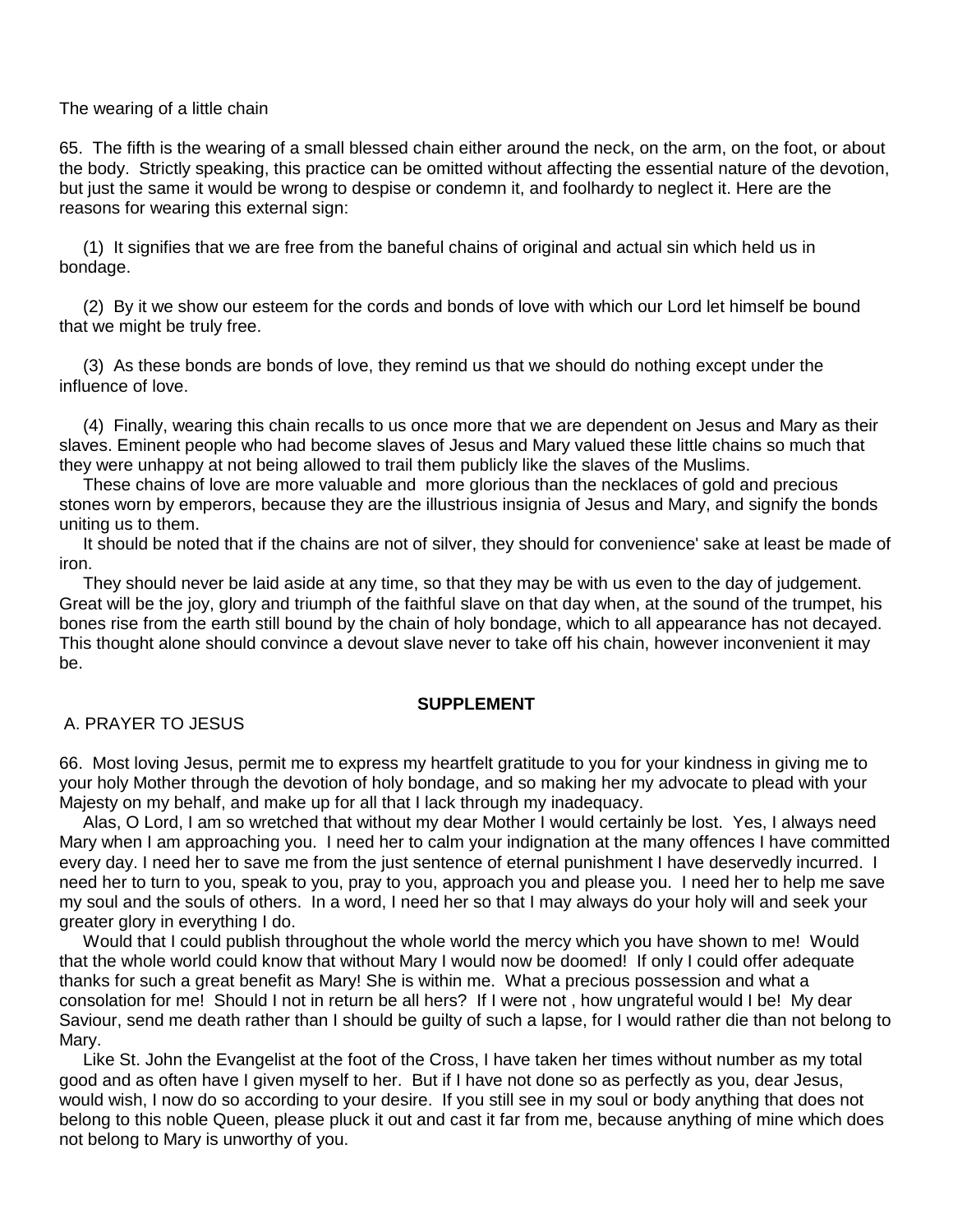The wearing of a little chain

65. The fifth is the wearing of a small blessed chain either around the neck, on the arm, on the foot, or about the body. Strictly speaking, this practice can be omitted without affecting the essential nature of the devotion, but just the same it would be wrong to despise or condemn it, and foolhardy to neglect it. Here are the reasons for wearing this external sign:

(1) It signifies that we are free from the baneful chains of original and actual sin which held us in bondage.

(2) By it we show our esteem for the cords and bonds of love with which our Lord let himself be bound that we might be truly free.

(3) As these bonds are bonds of love, they remind us that we should do nothing except under the influence of love.

(4) Finally, wearing this chain recalls to us once more that we are dependent on Jesus and Mary as their slaves. Eminent people who had become slaves of Jesus and Mary valued these little chains so much that they were unhappy at not being allowed to trail them publicly like the slaves of the Muslims.

These chains of love are more valuable and more glorious than the necklaces of gold and precious stones worn by emperors, because they are the illustrious insignia of Jesus and Mary, and signify the bonds uniting us to them.

It should be noted that if the chains are not of silver, they should for convenience' sake at least be made of iron.

They should never be laid aside at any time, so that they may be with us even to the day of judgement. Great will be the joy, glory and triumph of the faithful slave on that day when, at the sound of the trumpet, his bones rise from the earth still bound by the chain of holy bondage, which to all appearance has not decayed. This thought alone should convince a devout slave never to take off his chain, however inconvenient it may be.

## SUPPLEMENT

A. PRAYER TO JESUS

66. Most loving Jesus, permit me to express my heartfelt gratitude to you for your kindness in giving me to your holy Mother through the devotion of holy bondage, and so making her my advocate to plead with your Majesty on my behalf, and make up for all that I lack through my inadequacy.

Alas, O Lord, I am so wretched that without my dear Mother I would certainly be lost. Yes, I always need Mary when I am approaching you. I need her to calm your indignation at the many offences I have committed every day. I need her to save me from the just sentence of eternal punishment I have deservedly incurred. I need her to turn to you, speak to you, pray to you, approach you and please you. I need her to help me save my soul and the souls of others. In a word, I need her so that I may always do your holy will and seek your greater glory in everything I do.

Would that I could publish throughout the whole world the mercy which you have shown to me! Would that the whole world could know that without Mary I would now be doomed! If only I could offer adequate thanks for such a great benefit as Mary! She is within me. What a precious possession and what a consolation for me! Should I not in return be all hers? If I were not , how ungrateful would I be! My dear Saviour, send me death rather than I should be guilty of such a lapse, for I would rather die than not belong to Mary.

Like St. John the Evangelist at the foot of the Cross, I have taken her times without number as my total good and as often have I given myself to her. But if I have not done so as perfectly as you, dear Jesus, would wish, I now do so according to your desire. If you still see in my soul or body anything that does not belong to this noble Queen, please pluck it out and cast it far from me, because anything of mine which does not belong to Mary is unworthy of you.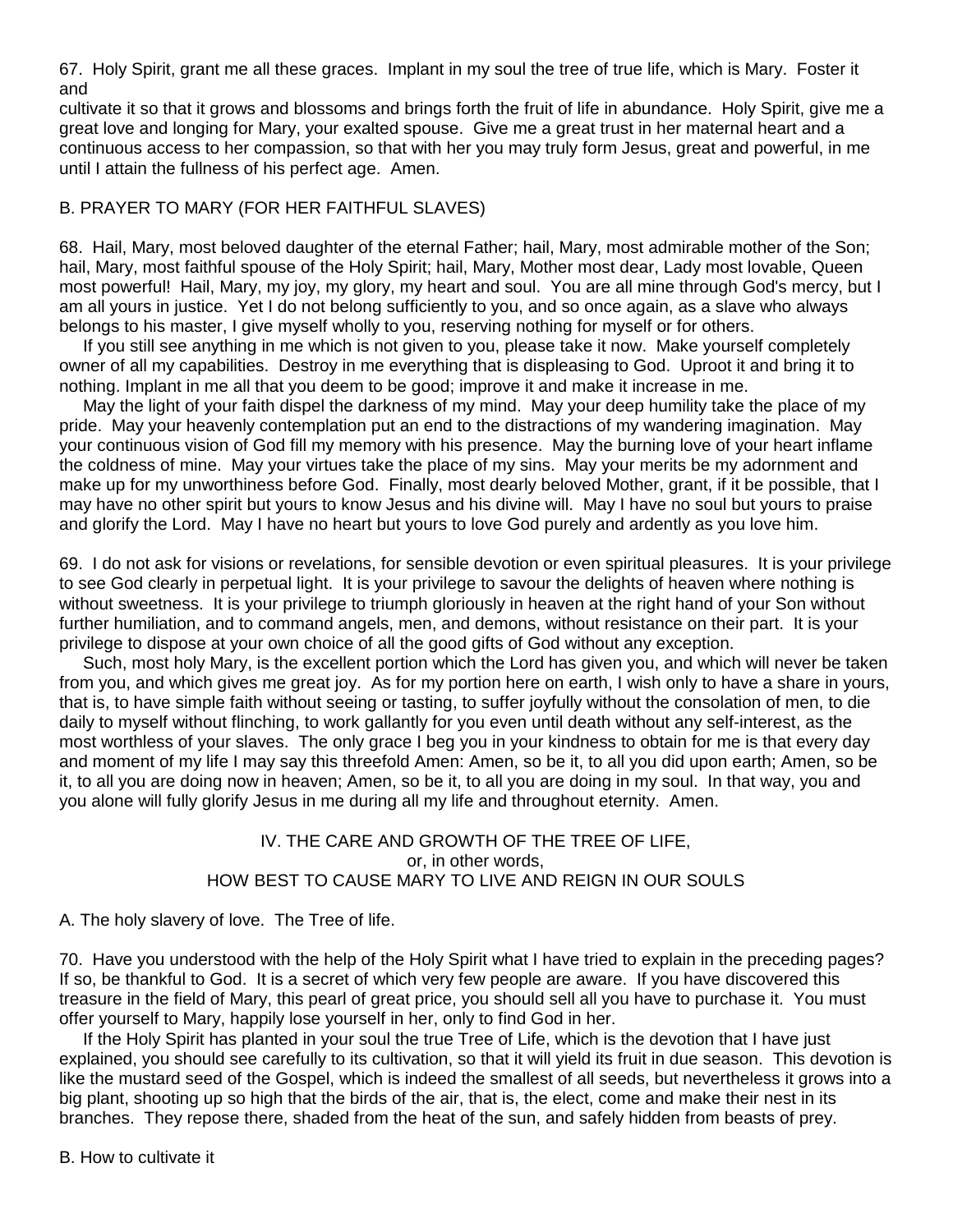67. Holy Spirit, grant me all these graces. Implant in my soul the tree of true life, which is Mary. Foster it and cultivate it so that it grows and blossoms and brings forth the fruit of life in abundance. Holy Spirit, give me a great love and longing for Mary, your exalted spouse. Give me a great trust in her maternal heart and a continuous access to her compassion, so that with her you may truly form Jesus, great and powerful, in me until I attain the fullness of his perfect age. Amen.

B. PRAYER TO MARY (FOR HER FAITHFUL SLAVES)

68. Hail, Mary, most beloved daughter of the eternal Father; hail, Mary, most admirable mother of the Son; hail, Mary, most faithful spouse of the Holy Spirit; hail, Mary, Mother most dear, Lady most lovable, Queen most powerful! Hail, Mary, my joy, my glory, my heart and soul. You are all mine through God's mercy, but I am all yours in justice. Yet I do not belong sufficiently to you, and so once again, as a slave who always belongs to his master, I give myself wholly to you, reserving nothing for myself or for others.

If you still see anything in me which is not given to you, please take it now. Make yourself completely owner of all my capabilities. Destroy in me everything that is displeasing to God. Uproot it and bring it to nothing. Implant in me all that you deem to be good; improve it and make it increase in me.

May the light of your faith dispel the darkness of my mind. May your deep humility take the place of my pride. May your heavenly contemplation put an end to the distractions of my wandering imagination. May your continuous vision of God fill my memory with his presence. May the burning love of your heart inflame the coldness of mine. May your virtues take the place of my sins. May your merits be my adornment and make up for my unworthiness before God. Finally, most dearly beloved Mother, grant, if it be possible, that I may have no other spirit but yours to know Jesus and his divine will. May I have no soul but yours to praise and glorify the Lord. May I have no heart but yours to love God purely and ardently as you love him.

69. I do not ask for visions or revelations, for sensible devotion or even spiritual pleasures. It is your privilege to see God clearly in perpetual light. It is your privilege to savour the delights of heaven where nothing is without sweetness. It is your privilege to triumph gloriously in heaven at the right hand of your Son without further humiliation, and to command angels, men, and demons, without resistance on their part. It is your privilege to dispose at your own choice of all the good gifts of God without any exception.

Such, most holy Mary, is the excellent portion which the Lord has given you, and which will never be taken from you, and which gives me great joy. As for my portion here on earth, I wish only to have a share in yours, that is, to have simple faith without seeing or tasting, to suffer joyfully without the consolation of men, to die daily to myself without flinching, to work gallantly for you even until death without any self-interest, as the most worthless of your slaves. The only grace I beg you in your kindness to obtain for me is that every day and moment of my life I may say this threefold Amen: Amen, so be it, to all you did upon earth; Amen, so be it, to all you are doing now in heaven; Amen, so be it, to all you are doing in my soul. In that way, you and you alone will fully glorify Jesus in me during all my life and throughout eternity. Amen.

## IV. THE CARE AND GROWTH OF THE TREE OF LIFE, or, in other words, HOW BEST TO CAUSE MARY TO LIVE AND REIGN IN OUR SOULS

A. The holy slavery of love. The Tree of life.

70. Have you understood with the help of the Holy Spirit what I have tried to explain in the preceding pages? If so, be thankful to God. It is a secret of which very few people are aware. If you have discovered this treasure in the field of Mary, this pearl of great price, you should sell all you have to purchase it. You must offer yourself to Mary, happily lose yourself in her, only to find God in her.

If the Holy Spirit has planted in your soul the true Tree of Life, which is the devotion that I have just explained, you should see carefully to its cultivation, so that it will yield its fruit in due season. This devotion is like the mustard seed of the Gospel, which is indeed the smallest of all seeds, but nevertheless it grows into a big plant, shooting up so high that the birds of the air, that is, the elect, come and make their nest in its branches. They repose there, shaded from the heat of the sun, and safely hidden from beasts of prey.

B. How to cultivate it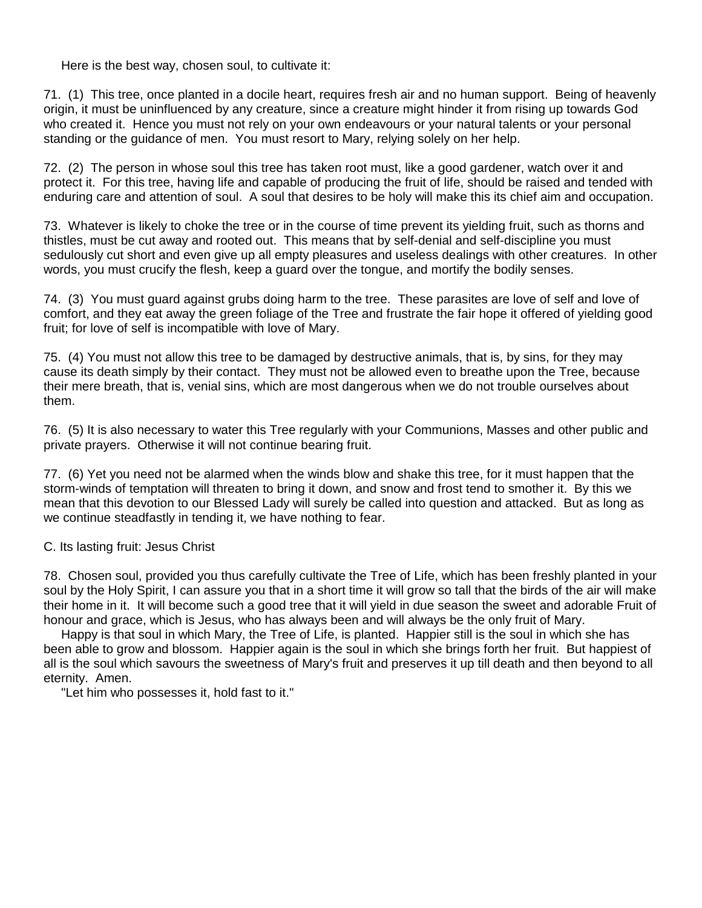Here is the best way, chosen soul, to cultivate it:

71. (1) This tree, once planted in a docile heart, requires fresh air and no human support. Being of heavenly origin, it must be uninfluenced by any creature, since a creature might hinder it from rising up towards God who created it. Hence you must not rely on your own endeavours or your natural talents or your personal standing or the guidance of men. You must resort to Mary, relying solely on her help.

72. (2) The person in whose soul this tree has taken root must, like a good gardener, watch over it and protect it. For this tree, having life and capable of producing the fruit of life, should be raised and tended with enduring care and attention of soul. A soul that desires to be holy will make this its chief aim and occupation.

73. Whatever is likely to choke the tree or in the course of time prevent its yielding fruit, such as thorns and thistles, must be cut away and rooted out. This means that by self-denial and self-discipline you must sedulously cut short and even give up all empty pleasures and useless dealings with other creatures. In other words, you must crucify the flesh, keep a guard over the tongue, and mortify the bodily senses.

74. (3) You must guard against grubs doing harm to the tree. These parasites are love of self and love of comfort, and they eat away the green foliage of the Tree and frustrate the fair hope it offered of yielding good fruit; for love of self is incompatible with love of Mary.

75. (4) You must not allow this tree to be damaged by destructive animals, that is, by sins, for they may cause its death simply by their contact. They must not be allowed even to breathe upon the Tree, because their mere breath, that is, venial sins, which are most dangerous when we do not trouble ourselves about them.

76. (5) It is also necessary to water this Tree regularly with your Communions, Masses and other public and private prayers. Otherwise it will not continue bearing fruit.

77. (6) Yet you need not be alarmed when the winds blow and shake this tree, for it must happen that the storm-winds of temptation will threaten to bring it down, and snow and frost tend to smother it. By this we mean that this devotion to our Blessed Lady will surely be called into question and attacked. But as long as we continue steadfastly in tending it, we have nothing to fear.

C. Its lasting fruit: Jesus Christ

78. Chosen soul, provided you thus carefully cultivate the Tree of Life, which has been freshly planted in your soul by the Holy Spirit, I can assure you that in a short time it will grow so tall that the birds of the air will make their home in it. It will become such a good tree that it will yield in due season the sweet and adorable Fruit of honour and grace, which is Jesus, who has always been and will always be the only fruit of Mary.

Happy is that soul in which Mary, the Tree of Life, is planted. Happier still is the soul in which she has been able to grow and blossom. Happier again is the soul in which she brings forth her fruit. But happiest of all is the soul which savours the sweetness of Mary's fruit and preserves it up till death and then beyond to all eternity. Amen.

"Let him who possesses it, hold fast to it."